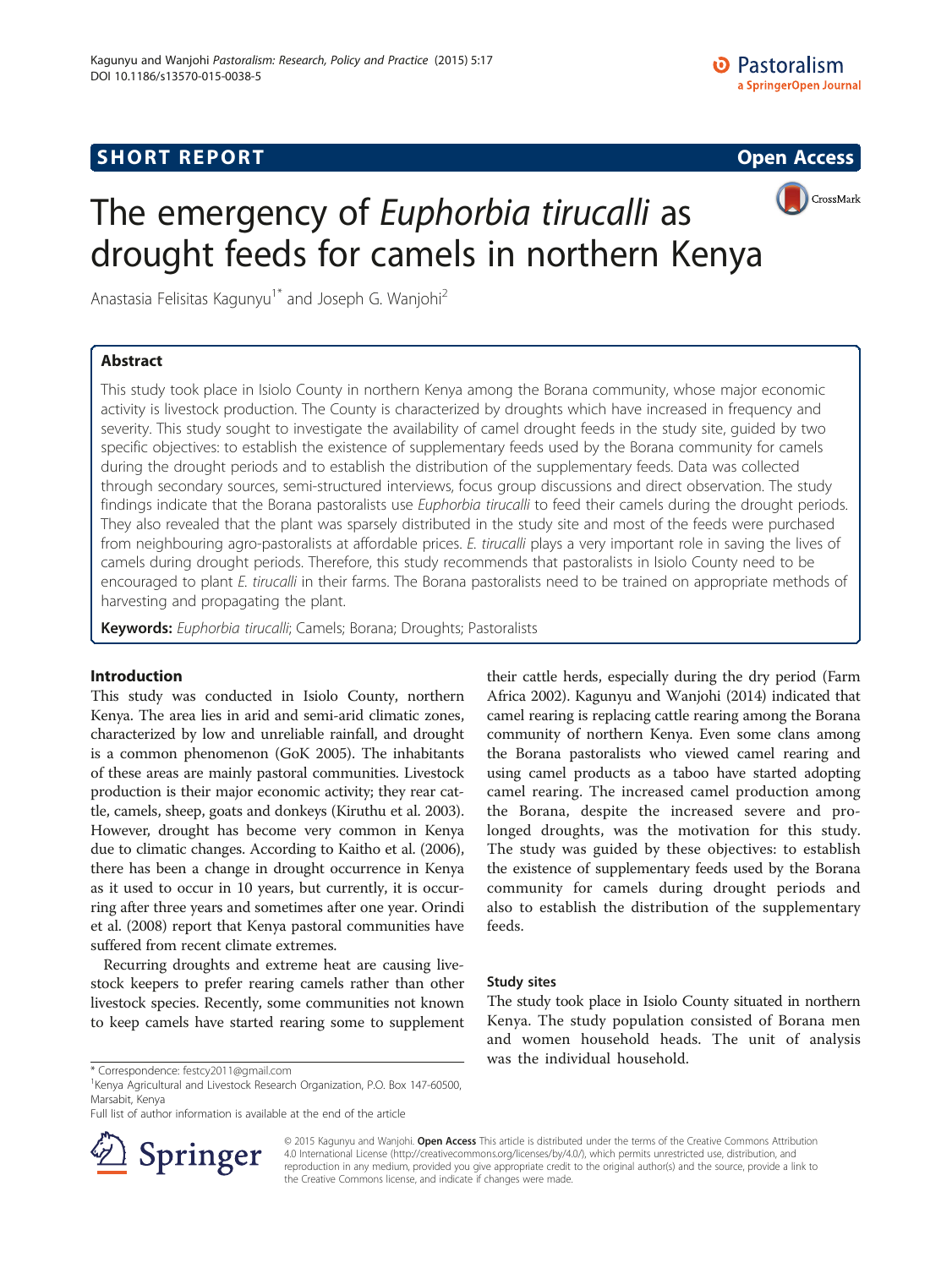SHORT REPORT

Open Access

# The emergency of *Euphorbia tirucalli* as drought feeds for camels in northern Kenya

Anastasia Felisitas Kagunyu[1*] and Joseph G. Wanjohi[2]

## Abstract

This study took place in Isiolo County in northern Kenya among the Borana community, whose major economic activity is livestock production. The County is characterized by droughts which have increased in frequency and severity. This study sought to investigate the availability of camel drought feeds in the study site, guided by two specific objectives: to establish the existence of supplementary feeds used by the Borana community for camels during the drought periods and to establish the distribution of the supplementary feeds. Data was collected through secondary sources, semi-structured interviews, focus group discussions and direct observation. The study findings indicate that the Borana pastoralists use *Euphorbia tirucalli* to feed their camels during the drought periods. They also revealed that the plant was sparsely distributed in the study site and most of the feeds were purchased from neighbouring agro-pastoralists at affordable prices. *E. tirucalli* plays a very important role in saving the lives of camels during drought periods. Therefore, this study recommends that pastoralists in Isiolo County need to be encouraged to plant *E. tirucalli* in their farms. The Borana pastoralists need to be trained on appropriate methods of harvesting and propagating the plant.

**Keywords:** *Euphorbia tirucalli*; Camels; Borana; Droughts; Pastoralists

## Introduction

This study was conducted in Isiolo County, northern Kenya. The area lies in arid and semi-arid climatic zones, characterized by low and unreliable rainfall, and drought is a common phenomenon (GoK 2005). The inhabitants of these areas are mainly pastoral communities. Livestock production is their major economic activity; they rear cattle, camels, sheep, goats and donkeys (Kiruthu et al. 2003). However, drought has become very common in Kenya due to climatic changes. According to Kaitho et al. (2006), there has been a change in drought occurrence in Kenya as it used to occur in 10 years, but currently, it is occurring after three years and sometimes after one year. Orindi et al. (2008) report that Kenya pastoral communities have suffered from recent climate extremes.

Recurring droughts and extreme heat are causing livestock keepers to prefer rearing camels rather than other livestock species. Recently, some communities not known to keep camels have started rearing some to supplement their cattle herds, especially during the dry period (Farm Africa 2002). Kagunyu and Wanjohi (2014) indicated that camel rearing is replacing cattle rearing among the Borana community of northern Kenya. Even some clans among the Borana pastoralists who viewed camel rearing and using camel products as a taboo have started adopting camel rearing. The increased camel production among the Borana, despite the increased severe and prolonged droughts, was the motivation for this study. The study was guided by these objectives: to establish the existence of supplementary feeds used by the Borana community for camels during drought periods and also to establish the distribution of the supplementary feeds.

### Study sites

The study took place in Isiolo County situated in northern Kenya. The study population consisted of Borana men and women household heads. The unit of analysis was the individual household.

\* Correspondence: festcy2011@gmail.com
[1]Kenya Agricultural and Livestock Research Organization, P.O. Box 147-60500, Marsabit, Kenya
Full list of author information is available at the end of the article

© 2015 Kagunyu and Wanjohi. **Open Access** This article is distributed under the terms of the Creative Commons Attribution 4.0 International License (http://creativecommons.org/licenses/by/4.0/), which permits unrestricted use, distribution, and reproduction in any medium, provided you give appropriate credit to the original author(s) and the source, provide a link to the Creative Commons license, and indicate if changes were made.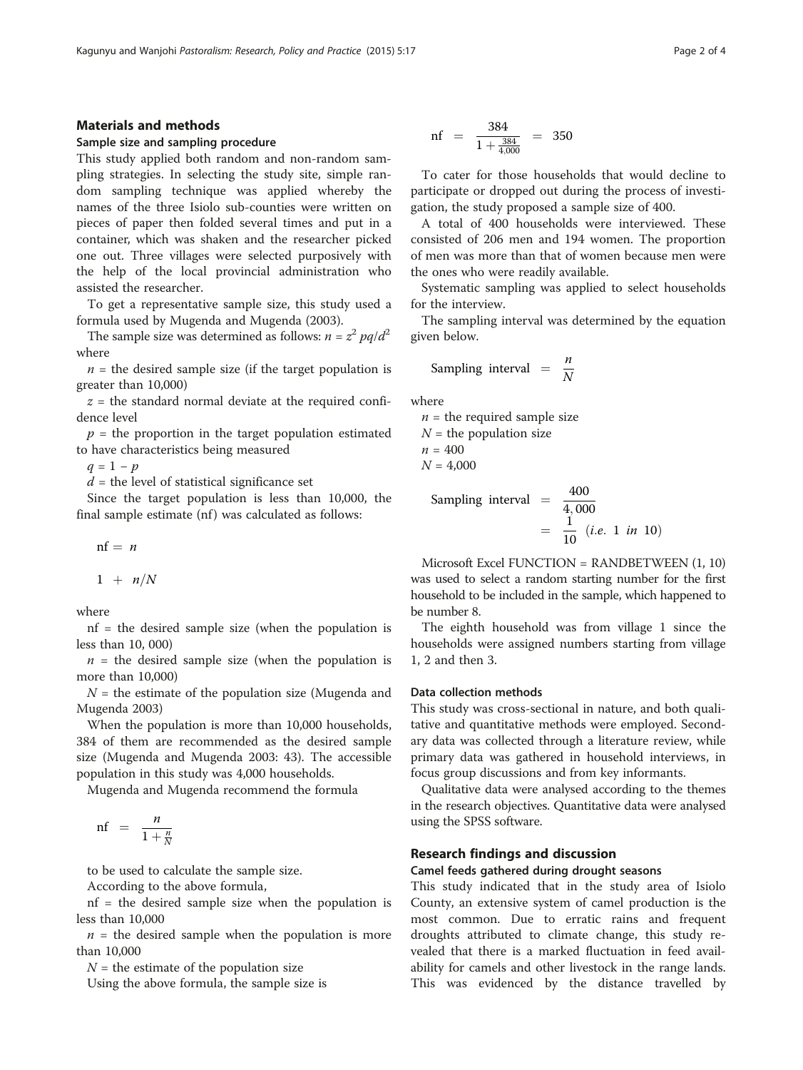## Materials and methods

### Sample size and sampling procedure

This study applied both random and non-random sampling strategies. In selecting the study site, simple random sampling technique was applied whereby the names of the three Isiolo sub-counties were written on pieces of paper then folded several times and put in a container, which was shaken and the researcher picked one out. Three villages were selected purposively with the help of the local provincial administration who assisted the researcher.

To get a representative sample size, this study used a formula used by Mugenda and Mugenda (2003).

The sample size was determined as follows: $n = z^2 pq/d^2$ where

$n$ = the desired sample size (if the target population is greater than 10,000)

$z$ = the standard normal deviate at the required confidence level

$p$ = the proportion in the target population estimated to have characteristics being measured

$q = 1 - p$

$d$ = the level of statistical significance set

Since the target population is less than 10,000, the final sample estimate (nf) was calculated as follows:

$$\text{nf} = n$$

$$1 + n/N$$

where

nf = the desired sample size (when the population is less than 10, 000)

$n$ = the desired sample size (when the population is more than 10,000)

$N$ = the estimate of the population size (Mugenda and Mugenda 2003)

When the population is more than 10,000 households, 384 of them are recommended as the desired sample size (Mugenda and Mugenda 2003: 43). The accessible population in this study was 4,000 households.

Mugenda and Mugenda recommend the formula

$$\text{nf} = \frac{n}{1 + \frac{n}{N}}$$

to be used to calculate the sample size.

According to the above formula,

nf = the desired sample size when the population is less than 10,000

$n$ = the desired sample when the population is more than 10,000

$N$ = the estimate of the population size

Using the above formula, the sample size is

$$\text{nf} = \frac{384}{1 + \frac{384}{4,000}} = 350$$

To cater for those households that would decline to participate or dropped out during the process of investigation, the study proposed a sample size of 400.

A total of 400 households were interviewed. These consisted of 206 men and 194 women. The proportion of men was more than that of women because men were the ones who were readily available.

Systematic sampling was applied to select households for the interview.

The sampling interval was determined by the equation given below.

$$\text{Sampling interval} = \frac{n}{N}$$

where

$n$ = the required sample size

$N$ = the population size

$n = 400$

$N = 4,000$

$$\text{Sampling interval} = \frac{400}{4,000} = \frac{1}{10} \ (i.e.\ 1\ in\ 10)$$

Microsoft Excel FUNCTION = RANDBETWEEN (1, 10) was used to select a random starting number for the first household to be included in the sample, which happened to be number 8.

The eighth household was from village 1 since the households were assigned numbers starting from village 1, 2 and then 3.

### Data collection methods

This study was cross-sectional in nature, and both qualitative and quantitative methods were employed. Secondary data was collected through a literature review, while primary data was gathered in household interviews, in focus group discussions and from key informants.

Qualitative data were analysed according to the themes in the research objectives. Quantitative data were analysed using the SPSS software.

## Research findings and discussion

### Camel feeds gathered during drought seasons

This study indicated that in the study area of Isiolo County, an extensive system of camel production is the most common. Due to erratic rains and frequent droughts attributed to climate change, this study revealed that there is a marked fluctuation in feed availability for camels and other livestock in the range lands. This was evidenced by the distance travelled by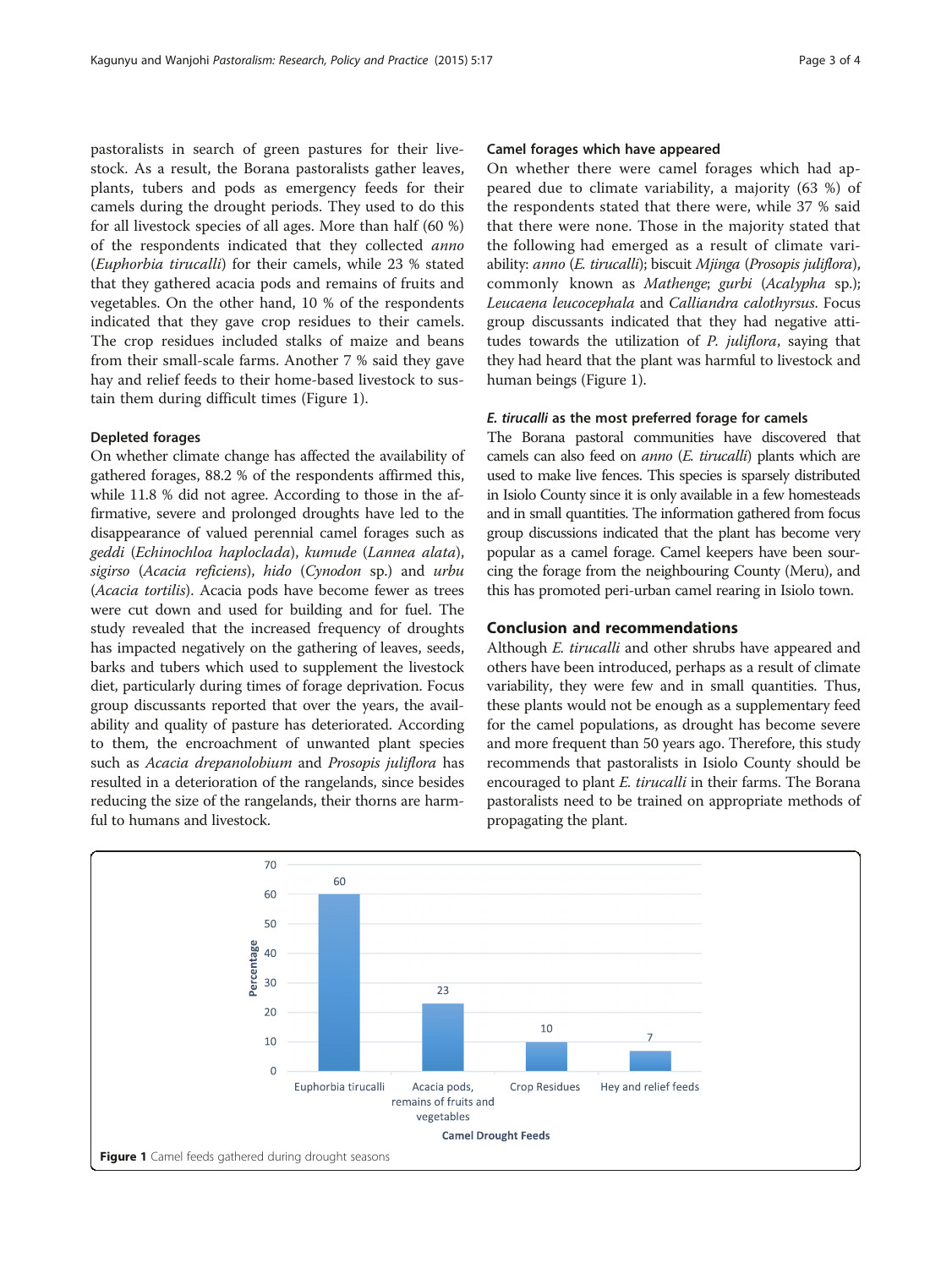pastoralists in search of green pastures for their livestock. As a result, the Borana pastoralists gather leaves, plants, tubers and pods as emergency feeds for their camels during the drought periods. They used to do this for all livestock species of all ages. More than half (60 %) of the respondents indicated that they collected *anno* (*Euphorbia tirucalli*) for their camels, while 23 % stated that they gathered acacia pods and remains of fruits and vegetables. On the other hand, 10 % of the respondents indicated that they gave crop residues to their camels. The crop residues included stalks of maize and beans from their small-scale farms. Another 7 % said they gave hay and relief feeds to their home-based livestock to sustain them during difficult times (Figure 1).

### Depleted forages

On whether climate change has affected the availability of gathered forages, 88.2 % of the respondents affirmed this, while 11.8 % did not agree. According to those in the affirmative, severe and prolonged droughts have led to the disappearance of valued perennial camel forages such as *geddi* (*Echinochloa haploclada*), *kumude* (*Lannea alata*), *sigirso* (*Acacia reficiens*), *hido* (*Cynodon* sp.) and *urbu* (*Acacia tortilis*). Acacia pods have become fewer as trees were cut down and used for building and for fuel. The study revealed that the increased frequency of droughts has impacted negatively on the gathering of leaves, seeds, barks and tubers which used to supplement the livestock diet, particularly during times of forage deprivation. Focus group discussants reported that over the years, the availability and quality of pasture has deteriorated. According to them, the encroachment of unwanted plant species such as *Acacia drepanolobium* and *Prosopis juliflora* has resulted in a deterioration of the rangelands, since besides reducing the size of the rangelands, their thorns are harmful to humans and livestock.

### Camel forages which have appeared

On whether there were camel forages which had appeared due to climate variability, a majority (63 %) of the respondents stated that there were, while 37 % said that there were none. Those in the majority stated that the following had emerged as a result of climate variability: *anno* (*E. tirucalli*); biscuit *Mjinga* (*Prosopis juliflora*), commonly known as *Mathenge*; *gurbi* (*Acalypha* sp.); *Leucaena leucocephala* and *Calliandra calothyrsus*. Focus group discussants indicated that they had negative attitudes towards the utilization of *P. juliflora*, saying that they had heard that the plant was harmful to livestock and human beings (Figure 1).

### *E. tirucalli* as the most preferred forage for camels

The Borana pastoral communities have discovered that camels can also feed on *anno* (*E. tirucalli*) plants which are used to make live fences. This species is sparsely distributed in Isiolo County since it is only available in a few homesteads and in small quantities. The information gathered from focus group discussions indicated that the plant has become very popular as a camel forage. Camel keepers have been sourcing the forage from the neighbouring County (Meru), and this has promoted peri-urban camel rearing in Isiolo town.

## Conclusion and recommendations

Although *E. tirucalli* and other shrubs have appeared and others have been introduced, perhaps as a result of climate variability, they were few and in small quantities. Thus, these plants would not be enough as a supplementary feed for the camel populations, as drought has become severe and more frequent than 50 years ago. Therefore, this study recommends that pastoralists in Isiolo County should be encouraged to plant *E. tirucalli* in their farms. The Borana pastoralists need to be trained on appropriate methods of propagating the plant.

Percentage

70
60
50
40
30
20
10
0

60
23
10
7

Euphorbia tirucalli
Acacia pods, remains of fruits and vegetables
Crop Residues
Hey and relief feeds

Camel Drought Feeds

**Figure 1** Camel feeds gathered during drought seasons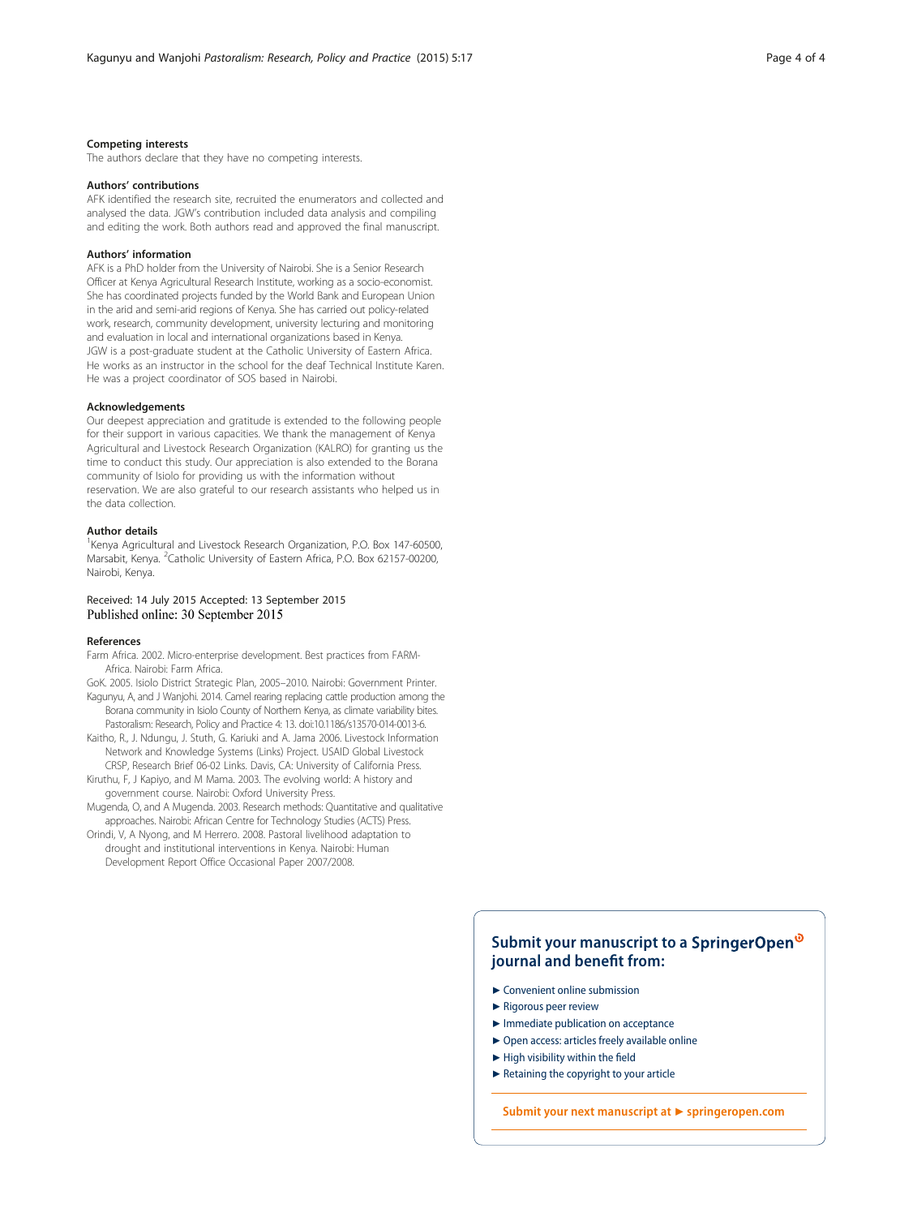### Competing interests

The authors declare that they have no competing interests.

### Authors' contributions

AFK identified the research site, recruited the enumerators and collected and analysed the data. JGW's contribution included data analysis and compiling and editing the work. Both authors read and approved the final manuscript.

### Authors' information

AFK is a PhD holder from the University of Nairobi. She is a Senior Research Officer at Kenya Agricultural Research Institute, working as a socio-economist. She has coordinated projects funded by the World Bank and European Union in the arid and semi-arid regions of Kenya. She has carried out policy-related work, research, community development, university lecturing and monitoring and evaluation in local and international organizations based in Kenya.
JGW is a post-graduate student at the Catholic University of Eastern Africa. He works as an instructor in the school for the deaf Technical Institute Karen. He was a project coordinator of SOS based in Nairobi.

### Acknowledgements

Our deepest appreciation and gratitude is extended to the following people for their support in various capacities. We thank the management of Kenya Agricultural and Livestock Research Organization (KALRO) for granting us the time to conduct this study. Our appreciation is also extended to the Borana community of Isiolo for providing us with the information without reservation. We are also grateful to our research assistants who helped us in the data collection.

### Author details

[1]Kenya Agricultural and Livestock Research Organization, P.O. Box 147-60500, Marsabit, Kenya. [2]Catholic University of Eastern Africa, P.O. Box 62157-00200, Nairobi, Kenya.

Received: 14 July 2015 Accepted: 13 September 2015
Published online: 30 September 2015

### References

Farm Africa. 2002. Micro-enterprise development. Best practices from FARM-Africa. Nairobi: Farm Africa.

GoK. 2005. Isiolo District Strategic Plan, 2005–2010. Nairobi: Government Printer.

Kagunyu, A, and J Wanjohi. 2014. Camel rearing replacing cattle production among the Borana community in Isiolo County of Northern Kenya, as climate variability bites. Pastoralism: Research, Policy and Practice 4: 13. doi:10.1186/s13570-014-0013-6.

Kaitho, R., J. Ndungu, J. Stuth, G. Kariuki and A. Jama 2006. Livestock Information Network and Knowledge Systems (Links) Project. USAID Global Livestock CRSP, Research Brief 06-02 Links. Davis, CA: University of California Press.

Kiruthu, F, J Kapiyo, and M Mama. 2003. The evolving world: A history and government course. Nairobi: Oxford University Press.

Mugenda, O, and A Mugenda. 2003. Research methods: Quantitative and qualitative approaches. Nairobi: African Centre for Technology Studies (ACTS) Press.

Orindi, V, A Nyong, and M Herrero. 2008. Pastoral livelihood adaptation to drought and institutional interventions in Kenya. Nairobi: Human Development Report Office Occasional Paper 2007/2008.

**Submit your manuscript to a SpringerOpen journal and benefit from:**

- ► Convenient online submission
- ► Rigorous peer review
- ► Immediate publication on acceptance
- ► Open access: articles freely available online
- ► High visibility within the field
- ► Retaining the copyright to your article

**Submit your next manuscript at ► springeropen.com**